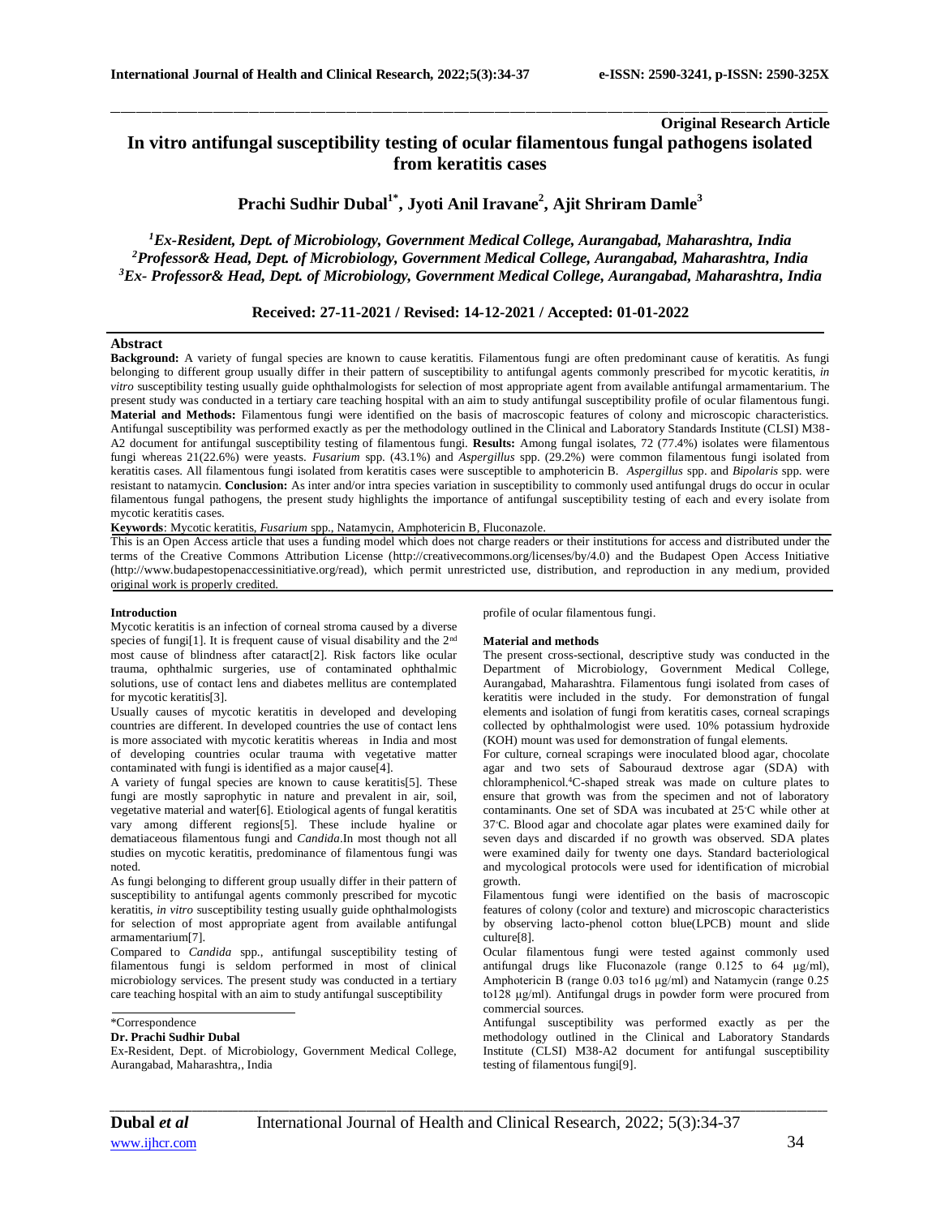**Original Research Article**

# In vitro antifungal susceptibility testing of ocular filamentous fungal pathogens isolated from keratitis cases

**Prachi Sudhir Dubal[1*], Jyoti Anil Iravane[2], Ajit Shriram Damle[3]**

*[1]Ex-Resident, Dept. of Microbiology, Government Medical College, Aurangabad, Maharashtra, India*
*[2]Professor& Head, Dept. of Microbiology, Government Medical College, Aurangabad, Maharashtra, India*
*[3]Ex- Professor& Head, Dept. of Microbiology, Government Medical College, Aurangabad, Maharashtra, India*

**Received: 27-11-2021 / Revised: 14-12-2021 / Accepted: 01-01-2022**

## Abstract

**Background:** A variety of fungal species are known to cause keratitis. Filamentous fungi are often predominant cause of keratitis. As fungi belonging to different group usually differ in their pattern of susceptibility to antifungal agents commonly prescribed for mycotic keratitis, *in vitro* susceptibility testing usually guide ophthalmologists for selection of most appropriate agent from available antifungal armamentarium. The present study was conducted in a tertiary care teaching hospital with an aim to study antifungal susceptibility profile of ocular filamentous fungi. **Material and Methods:** Filamentous fungi were identified on the basis of macroscopic features of colony and microscopic characteristics. Antifungal susceptibility was performed exactly as per the methodology outlined in the Clinical and Laboratory Standards Institute (CLSI) M38-A2 document for antifungal susceptibility testing of filamentous fungi. **Results:** Among fungal isolates, 72 (77.4%) isolates were filamentous fungi whereas 21(22.6%) were yeasts. *Fusarium* spp. (43.1%) and *Aspergillus* spp. (29.2%) were common filamentous fungi isolated from keratitis cases. All filamentous fungi isolated from keratitis cases were susceptible to amphotericin B. *Aspergillus* spp. and *Bipolaris* spp. were resistant to natamycin. **Conclusion:** As inter and/or intra species variation in susceptibility to commonly used antifungal drugs do occur in ocular filamentous fungal pathogens, the present study highlights the importance of antifungal susceptibility testing of each and every isolate from mycotic keratitis cases.

**Keywords**: Mycotic keratitis, *Fusarium* spp., Natamycin, Amphotericin B, Fluconazole.

This is an Open Access article that uses a funding model which does not charge readers or their institutions for access and distributed under the terms of the Creative Commons Attribution License (http://creativecommons.org/licenses/by/4.0) and the Budapest Open Access Initiative (http://www.budapestopenaccessinitiative.org/read), which permit unrestricted use, distribution, and reproduction in any medium, provided original work is properly credited.

## Introduction

Mycotic keratitis is an infection of corneal stroma caused by a diverse species of fungi[1]. It is frequent cause of visual disability and the 2nd most cause of blindness after cataract[2]. Risk factors like ocular trauma, ophthalmic surgeries, use of contaminated ophthalmic solutions, use of contact lens and diabetes mellitus are contemplated for mycotic keratitis[3].

Usually causes of mycotic keratitis in developed and developing countries are different. In developed countries the use of contact lens is more associated with mycotic keratitis whereas in India and most of developing countries ocular trauma with vegetative matter contaminated with fungi is identified as a major cause[4].

A variety of fungal species are known to cause keratitis[5]. These fungi are mostly saprophytic in nature and prevalent in air, soil, vegetative material and water[6]. Etiological agents of fungal keratitis vary among different regions[5]. These include hyaline or dematiaceous filamentous fungi and *Candida*.In most though not all studies on mycotic keratitis, predominance of filamentous fungi was noted.

As fungi belonging to different group usually differ in their pattern of susceptibility to antifungal agents commonly prescribed for mycotic keratitis, *in vitro* susceptibility testing usually guide ophthalmologists for selection of most appropriate agent from available antifungal armamentarium[7].

Compared to *Candida* spp., antifungal susceptibility testing of filamentous fungi is seldom performed in most of clinical microbiology services. The present study was conducted in a tertiary care teaching hospital with an aim to study antifungal susceptibility profile of ocular filamentous fungi.

\*Correspondence
**Dr. Prachi Sudhir Dubal**
Ex-Resident, Dept. of Microbiology, Government Medical College, Aurangabad, Maharashtra,, India

## Material and methods

The present cross-sectional, descriptive study was conducted in the Department of Microbiology, Government Medical College, Aurangabad, Maharashtra. Filamentous fungi isolated from cases of keratitis were included in the study. For demonstration of fungal elements and isolation of fungi from keratitis cases, corneal scrapings collected by ophthalmologist were used. 10% potassium hydroxide (KOH) mount was used for demonstration of fungal elements.

For culture, corneal scrapings were inoculated blood agar, chocolate agar and two sets of Sabouraud dextrose agar (SDA) with chloramphenicol.[4]C-shaped streak was made on culture plates to ensure that growth was from the specimen and not of laboratory contaminants. One set of SDA was incubated at 25°C while other at 37°C. Blood agar and chocolate agar plates were examined daily for seven days and discarded if no growth was observed. SDA plates were examined daily for twenty one days. Standard bacteriological and mycological protocols were used for identification of microbial growth.

Filamentous fungi were identified on the basis of macroscopic features of colony (color and texture) and microscopic characteristics by observing lacto-phenol cotton blue(LPCB) mount and slide culture[8].

Ocular filamentous fungi were tested against commonly used antifungal drugs like Fluconazole (range 0.125 to 64 μg/ml), Amphotericin B (range 0.03 to16 μg/ml) and Natamycin (range 0.25 to128 μg/ml). Antifungal drugs in powder form were procured from commercial sources.

Antifungal susceptibility was performed exactly as per the methodology outlined in the Clinical and Laboratory Standards Institute (CLSI) M38-A2 document for antifungal susceptibility testing of filamentous fungi[9].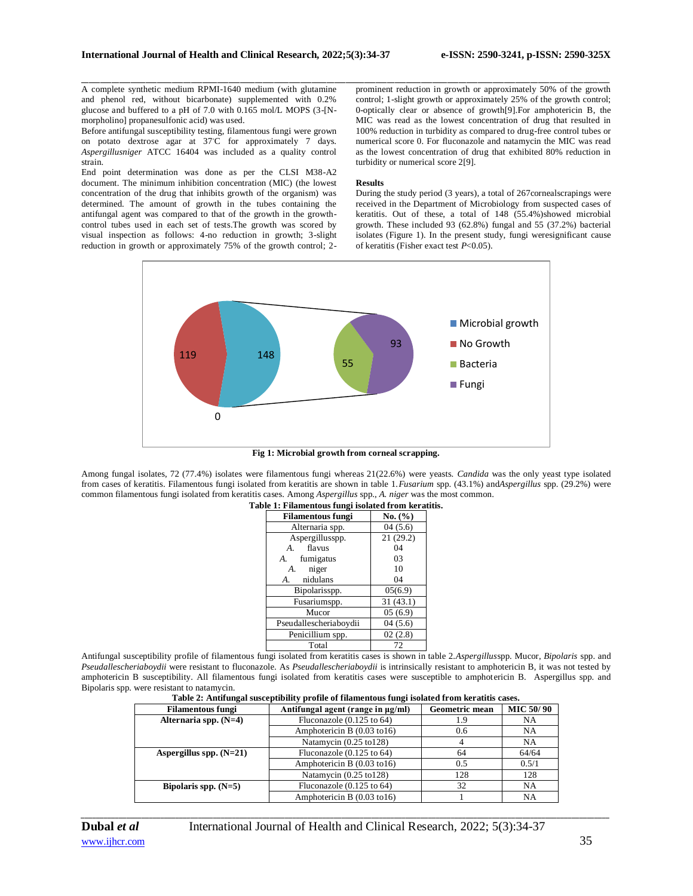A complete synthetic medium RPMI-1640 medium (with glutamine and phenol red, without bicarbonate) supplemented with 0.2% glucose and buffered to a pH of 7.0 with 0.165 mol/L MOPS (3-[N-morpholino] propanesulfonic acid) was used.

Before antifungal susceptibility testing, filamentous fungi were grown on potato dextrose agar at 37°C for approximately 7 days. *Aspergillusniger* ATCC 16404 was included as a quality control strain.

End point determination was done as per the CLSI M38-A2 document. The minimum inhibition concentration (MIC) (the lowest concentration of the drug that inhibits growth of the organism) was determined. The amount of growth in the tubes containing the antifungal agent was compared to that of the growth in the growth-control tubes used in each set of tests.The growth was scored by visual inspection as follows: 4-no reduction in growth; 3-slight reduction in growth or approximately 75% of the growth control; 2-prominent reduction in growth or approximately 50% of the growth control; 1-slight growth or approximately 25% of the growth control; 0-optically clear or absence of growth[9].For amphotericin B, the MIC was read as the lowest concentration of drug that resulted in 100% reduction in turbidity as compared to drug-free control tubes or numerical score 0. For fluconazole and natamycin the MIC was read as the lowest concentration of drug that exhibited 80% reduction in turbidity or numerical score 2[9].

## Results

During the study period (3 years), a total of 267cornealscrapings were received in the Department of Microbiology from suspected cases of keratitis. Out of these, a total of 148 (55.4%)showed microbial growth. These included 93 (62.8%) fungal and 55 (37.2%) bacterial isolates (Figure 1). In the present study, fungi weresignificant cause of keratitis (Fisher exact test $P<0.05$).

**Fig 1: Microbial growth from corneal scrapping.**

Among fungal isolates, 72 (77.4%) isolates were filamentous fungi whereas 21(22.6%) were yeasts. *Candida* was the only yeast type isolated from cases of keratitis. Filamentous fungi isolated from keratitis are shown in table 1.*Fusarium* spp. (43.1%) and*Aspergillus* spp. (29.2%) were common filamentous fungi isolated from keratitis cases. Among *Aspergillus* spp., *A. niger* was the most common.

**Table 1: Filamentous fungi isolated from keratitis.**

| Filamentous fungi | No. (%) |
|---|---|
| Alternaria spp. | 04 (5.6) |
| Aspergillusspp. | 21 (29.2) |
| *A.* flavus | 04 |
| *A.* fumigatus | 03 |
| *A.* niger | 10 |
| *A.* nidulans | 04 |
| Bipolarisspp. | 05(6.9) |
| Fusariumspp. | 31 (43.1) |
| Mucor | 05 (6.9) |
| Pseudallescheriaboydii | 04 (5.6) |
| Penicillium spp. | 02 (2.8) |
| Total | 72 |

Antifungal susceptibility profile of filamentous fungi isolated from keratitis cases is shown in table 2.*Aspergillus*spp. Mucor, *Bipolaris* spp. and *Pseudallescheriaboydii* were resistant to fluconazole. As *Pseudallescheriaboydii* is intrinsically resistant to amphotericin B, it was not tested by amphotericin B susceptibility. All filamentous fungi isolated from keratitis cases were susceptible to amphotericin B. Aspergillus spp. and Bipolaris spp. were resistant to natamycin.

**Table 2: Antifungal susceptibility profile of filamentous fungi isolated from keratitis cases.**

| Filamentous fungi | Antifungal agent (range in μg/ml) | Geometric mean | MIC 50/ 90 |
|---|---|---|---|
| **Alternaria spp. (N=4)** | Fluconazole (0.125 to 64) | 1.9 | NA |
| | Amphotericin B (0.03 to16) | 0.6 | NA |
| | Natamycin (0.25 to128) | 4 | NA |
| **Aspergillus spp. (N=21)** | Fluconazole (0.125 to 64) | 64 | 64/64 |
| | Amphotericin B (0.03 to16) | 0.5 | 0.5/1 |
| | Natamycin (0.25 to128) | 128 | 128 |
| **Bipolaris spp. (N=5)** | Fluconazole (0.125 to 64) | 32 | NA |
| | Amphotericin B (0.03 to16) | 1 | NA |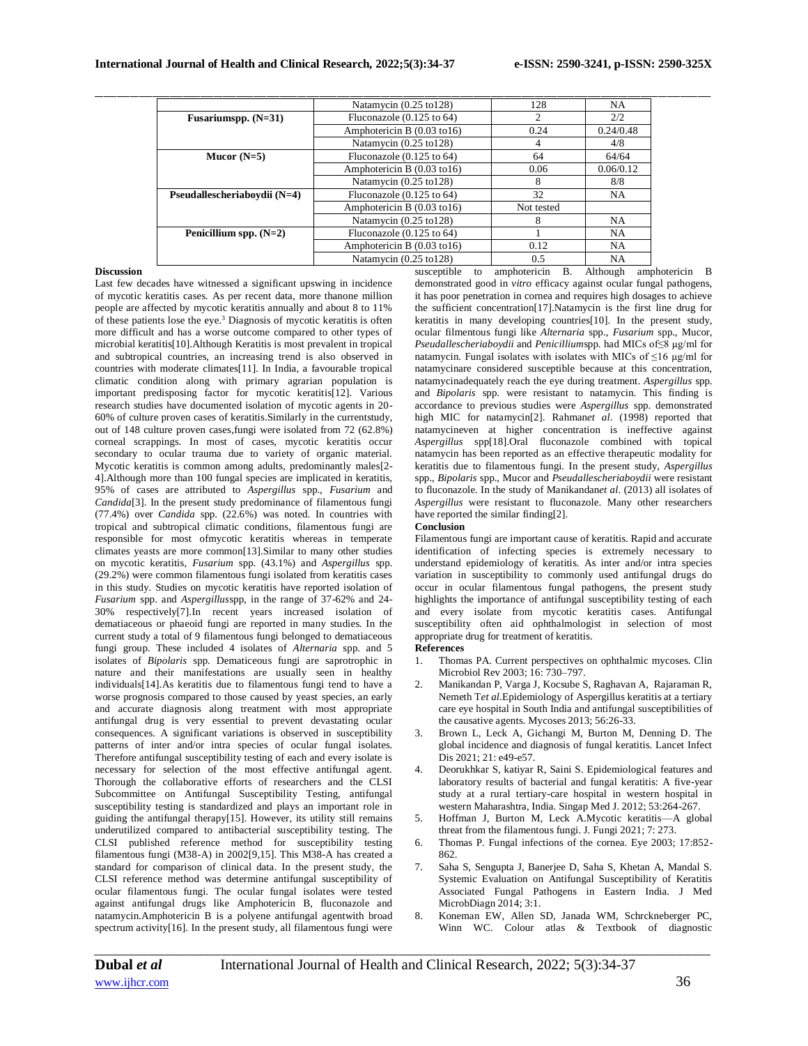|  | Natamycin (0.25 to128) | 128 | NA |
|---|---|---|---|
| **Fusariumspp. (N=31)** | Fluconazole (0.125 to 64) | 2 | 2/2 |
|  | Amphotericin B (0.03 to16) | 0.24 | 0.24/0.48 |
|  | Natamycin (0.25 to128) | 4 | 4/8 |
| **Mucor (N=5)** | Fluconazole (0.125 to 64) | 64 | 64/64 |
|  | Amphotericin B (0.03 to16) | 0.06 | 0.06/0.12 |
|  | Natamycin (0.25 to128) | 8 | 8/8 |
| **Pseudallescheriaboydii (N=4)** | Fluconazole (0.125 to 64) | 32 | NA |
|  | Amphotericin B (0.03 to16) | Not tested |  |
|  | Natamycin (0.25 to128) | 8 | NA |
| **Penicillium spp. (N=2)** | Fluconazole (0.125 to 64) | 1 | NA |
|  | Amphotericin B (0.03 to16) | 0.12 | NA |
|  | Natamycin (0.25 to128) | 0.5 | NA |

**Discussion**

Last few decades have witnessed a significant upswing in incidence of mycotic keratitis cases. As per recent data, more thanone million people are affected by mycotic keratitis annually and about 8 to 11% of these patients lose the eye.[3] Diagnosis of mycotic keratitis is often more difficult and has a worse outcome compared to other types of microbial keratitis[10].Although Keratitis is most prevalent in tropical and subtropical countries, an increasing trend is also observed in countries with moderate climates[11]. In India, a favourable tropical climatic condition along with primary agrarian population is important predisposing factor for mycotic keratitis[12]. Various research studies have documented isolation of mycotic agents in 20-60% of culture proven cases of keratitis.Similarly in the currentstudy, out of 148 culture proven cases,fungi were isolated from 72 (62.8%) corneal scrappings. In most of cases, mycotic keratitis occur secondary to ocular trauma due to variety of organic material. Mycotic keratitis is common among adults, predominantly males[2-4].Although more than 100 fungal species are implicated in keratitis, 95% of cases are attributed to *Aspergillus* spp., *Fusarium* and *Candida*[3]. In the present study predominance of filamentous fungi (77.4%) over *Candida* spp. (22.6%) was noted. In countries with tropical and subtropical climatic conditions, filamentous fungi are responsible for most ofmycotic keratitis whereas in temperate climates yeasts are more common[13].Similar to many other studies on mycotic keratitis, *Fusarium* spp. (43.1%) and *Aspergillus* spp. (29.2%) were common filamentous fungi isolated from keratitis cases in this study. Studies on mycotic keratitis have reported isolation of *Fusarium* spp. and *Aspergillus*spp, in the range of 37-62% and 24-30% respectively[7].In recent years increased isolation of dematiaceous or phaeoid fungi are reported in many studies. In the current study a total of 9 filamentous fungi belonged to dematiaceous fungi group. These included 4 isolates of *Alternaria* spp. and 5 isolates of *Bipolaris* spp. Dematiceous fungi are saprotrophic in nature and their manifestations are usually seen in healthy individuals[14].As keratitis due to filamentous fungi tend to have a worse prognosis compared to those caused by yeast species, an early and accurate diagnosis along treatment with most appropriate antifungal drug is very essential to prevent devastating ocular consequences. A significant variations is observed in susceptibility patterns of inter and/or intra species of ocular fungal isolates. Therefore antifungal susceptibility testing of each and every isolate is necessary for selection of the most effective antifungal agent. Thorough the collaborative efforts of researchers and the CLSI Subcommittee on Antifungal Susceptibility Testing, antifungal susceptibility testing is standardized and plays an important role in guiding the antifungal therapy[15]. However, its utility still remains underutilized compared to antibacterial susceptibility testing. The CLSI published reference method for susceptibility testing filamentous fungi (M38-A) in 2002[9,15]. This M38-A has created a standard for comparison of clinical data. In the present study, the CLSI reference method was determine antifungal susceptibility of ocular filamentous fungi. The ocular fungal isolates were tested against antifungal drugs like Amphotericin B, fluconazole and natamycin.Amphotericin B is a polyene antifungal agentwith broad spectrum activity[16]. In the present study, all filamentous fungi were susceptible to amphotericin B. Although amphotericin B demonstrated good in *vitro* efficacy against ocular fungal pathogens, it has poor penetration in cornea and requires high dosages to achieve the sufficient concentration[17].Natamycin is the first line drug for keratitis in many developing countries[10]. In the present study, ocular filmentous fungi like *Alternaria* spp., *Fusarium* spp., Mucor, *Pseudallescheriaboydii* and *Penicillium*spp. had MICs of≤8 µg/ml for natamycin. Fungal isolates with isolates with MICs of ≤16 µg/ml for natamycinare considered susceptible because at this concentration, natamycinadequately reach the eye during treatment. *Aspergillus* spp. and *Bipolaris* spp. were resistant to natamycin. This finding is accordance to previous studies were *Aspergillus* spp. demonstrated high MIC for natamycin[2]. Rahman*et al*. (1998) reported that natamycineven at higher concentration is ineffective against *Aspergillus* spp[18].Oral fluconazole combined with topical natamycin has been reported as an effective therapeutic modality for keratitis due to filamentous fungi. In the present study, *Aspergillus* spp., *Bipolaris* spp., Mucor and *Pseudallescheriaboydii* were resistant to fluconazole. In the study of Manikandan*et al*. (2013) all isolates of *Aspergillus* were resistant to fluconazole. Many other researchers have reported the similar finding[2].

**Conclusion**

Filamentous fungi are important cause of keratitis. Rapid and accurate identification of infecting species is extremely necessary to understand epidemiology of keratitis. As inter and/or intra species variation in susceptibility to commonly used antifungal drugs do occur in ocular filamentous fungal pathogens, the present study highlights the importance of antifungal susceptibility testing of each and every isolate from mycotic keratitis cases. Antifungal susceptibility often aid ophthalmologist in selection of most appropriate drug for treatment of keratitis.

**References**

1. Thomas PA. Current perspectives on ophthalmic mycoses. Clin Microbiol Rev 2003; 16: 730–797.
2. Manikandan P, Varga J, Kocsube S, Raghavan A, Rajaraman R, Nemeth T*et al*.Epidemiology of Aspergillus keratitis at a tertiary care eye hospital in South India and antifungal susceptibilities of the causative agents. Mycoses 2013; 56:26-33.
3. Brown L, Leck A, Gichangi M, Burton M, Denning D. The global incidence and diagnosis of fungal keratitis. Lancet Infect Dis 2021; 21: e49-e57.
4. Deorukhkar S, katiyar R, Saini S. Epidemiological features and laboratory results of bacterial and fungal keratitis: A five-year study at a rural tertiary-care hospital in western hospital in western Maharashtra, India. Singap Med J. 2012; 53:264-267.
5. Hoffman J, Burton M, Leck A.Mycotic keratitis—A global threat from the filamentous fungi. J. Fungi 2021; 7: 273.
6. Thomas P. Fungal infections of the cornea. Eye 2003; 17:852-862.
7. Saha S, Sengupta J, Banerjee D, Saha S, Khetan A, Mandal S. Systemic Evaluation on Antifungal Susceptibility of Keratitis Associated Fungal Pathogens in Eastern India. J Med MicrobDiagn 2014; 3:1.
8. Koneman EW, Allen SD, Janada WM, Schrckneberger PC, Winn WC. Colour atlas & Textbook of diagnostic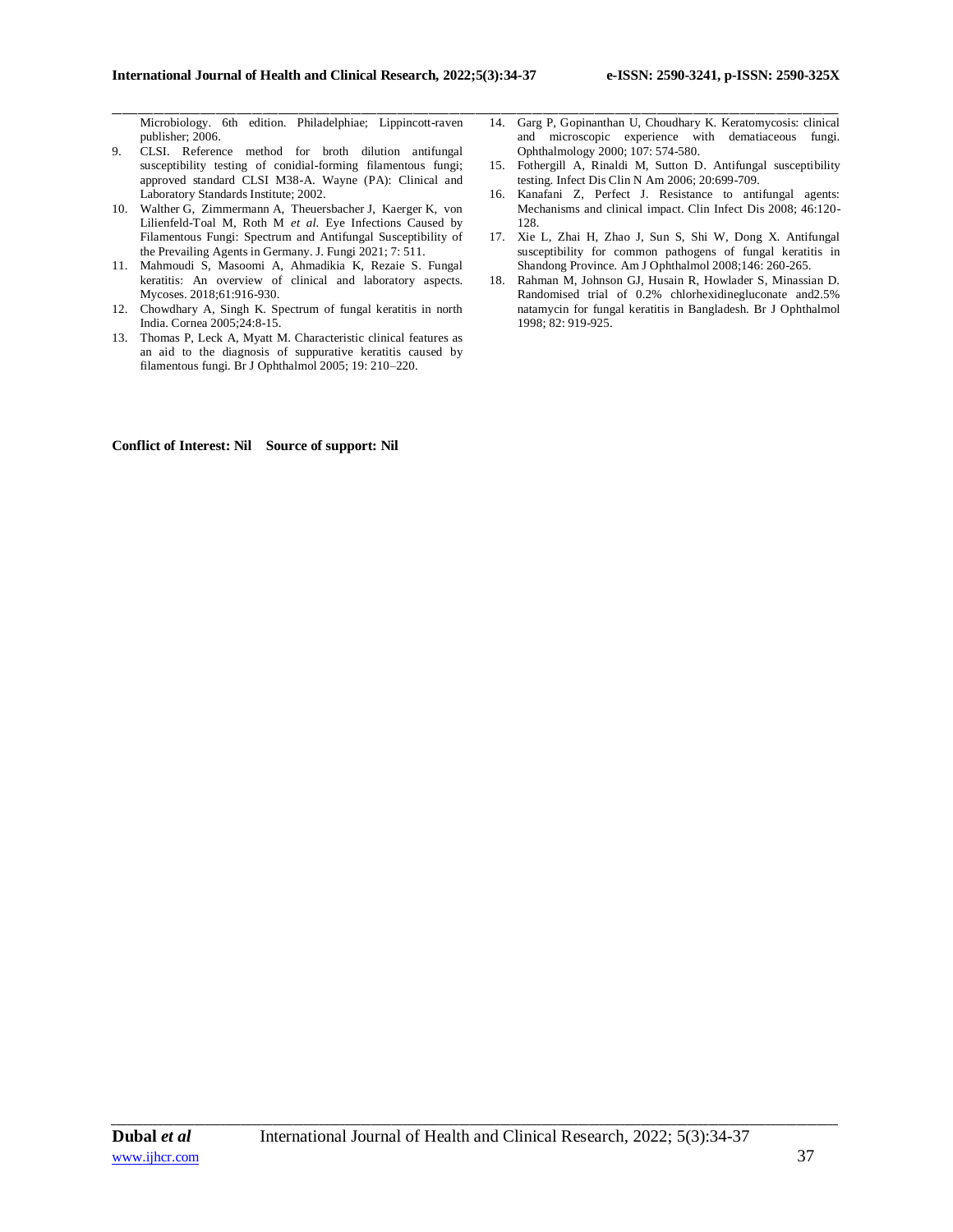Microbiology. 6th edition. Philadelphiae; Lippincott-raven publisher; 2006.

9. CLSI. Reference method for broth dilution antifungal susceptibility testing of conidial-forming filamentous fungi; approved standard CLSI M38-A. Wayne (PA): Clinical and Laboratory Standards Institute; 2002.
10. Walther G, Zimmermann A, Theuersbacher J, Kaerger K, von Lilienfeld-Toal M, Roth M *et al*. Eye Infections Caused by Filamentous Fungi: Spectrum and Antifungal Susceptibility of the Prevailing Agents in Germany. J. Fungi 2021; 7: 511.
11. Mahmoudi S, Masoomi A, Ahmadikia K, Rezaie S. Fungal keratitis: An overview of clinical and laboratory aspects. Mycoses. 2018;61:916-930.
12. Chowdhary A, Singh K. Spectrum of fungal keratitis in north India. Cornea 2005;24:8-15.
13. Thomas P, Leck A, Myatt M. Characteristic clinical features as an aid to the diagnosis of suppurative keratitis caused by filamentous fungi. Br J Ophthalmol 2005; 19: 210–220.
14. Garg P, Gopinanthan U, Choudhary K. Keratomycosis: clinical and microscopic experience with dematiaceous fungi. Ophthalmology 2000; 107: 574-580.
15. Fothergill A, Rinaldi M, Sutton D. Antifungal susceptibility testing. Infect Dis Clin N Am 2006; 20:699-709.
16. Kanafani Z, Perfect J. Resistance to antifungal agents: Mechanisms and clinical impact. Clin Infect Dis 2008; 46:120-128.
17. Xie L, Zhai H, Zhao J, Sun S, Shi W, Dong X. Antifungal susceptibility for common pathogens of fungal keratitis in Shandong Province. Am J Ophthalmol 2008;146: 260-265.
18. Rahman M, Johnson GJ, Husain R, Howlader S, Minassian D. Randomised trial of 0.2% chlorhexidinegluconate and2.5% natamycin for fungal keratitis in Bangladesh. Br J Ophthalmol 1998; 82: 919-925.

**Conflict of Interest: Nil Source of support: Nil**